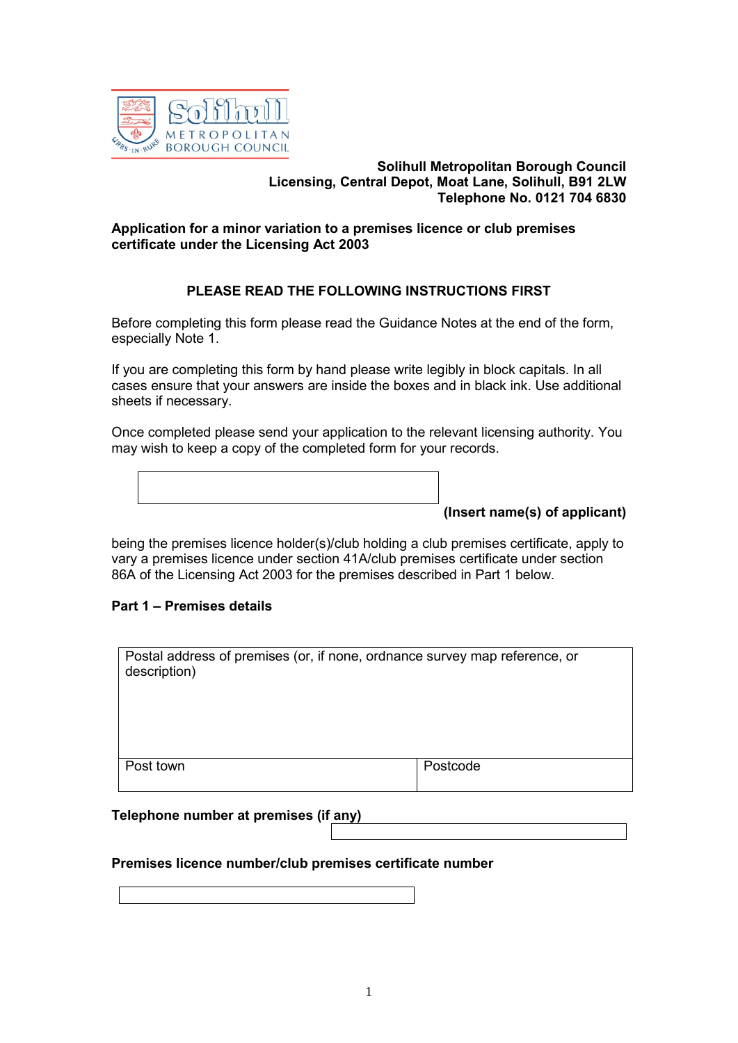**Solihull Metropolitan Borough Council**
**Licensing, Central Depot, Moat Lane, Solihull, B91 2LW**
**Telephone No. 0121 704 6830**

## Application for a minor variation to a premises licence or club premises certificate under the Licensing Act 2003

### PLEASE READ THE FOLLOWING INSTRUCTIONS FIRST

Before completing this form please read the Guidance Notes at the end of the form, especially Note 1.

If you are completing this form by hand please write legibly in block capitals. In all cases ensure that your answers are inside the boxes and in black ink. Use additional sheets if necessary.

Once completed please send your application to the relevant licensing authority. You may wish to keep a copy of the completed form for your records.

| |
|---|
| |

**(Insert name(s) of applicant)**

being the premises licence holder(s)/club holding a club premises certificate, apply to vary a premises licence under section 41A/club premises certificate under section 86A of the Licensing Act 2003 for the premises described in Part 1 below.

### Part 1 – Premises details

| Postal address of premises (or, if none, ordnance survey map reference, or description) | |
|---|---|
| Post town | Postcode |

**Telephone number at premises (if any)**

| |
|---|
| |

**Premises licence number/club premises certificate number**

| |
|---|
| |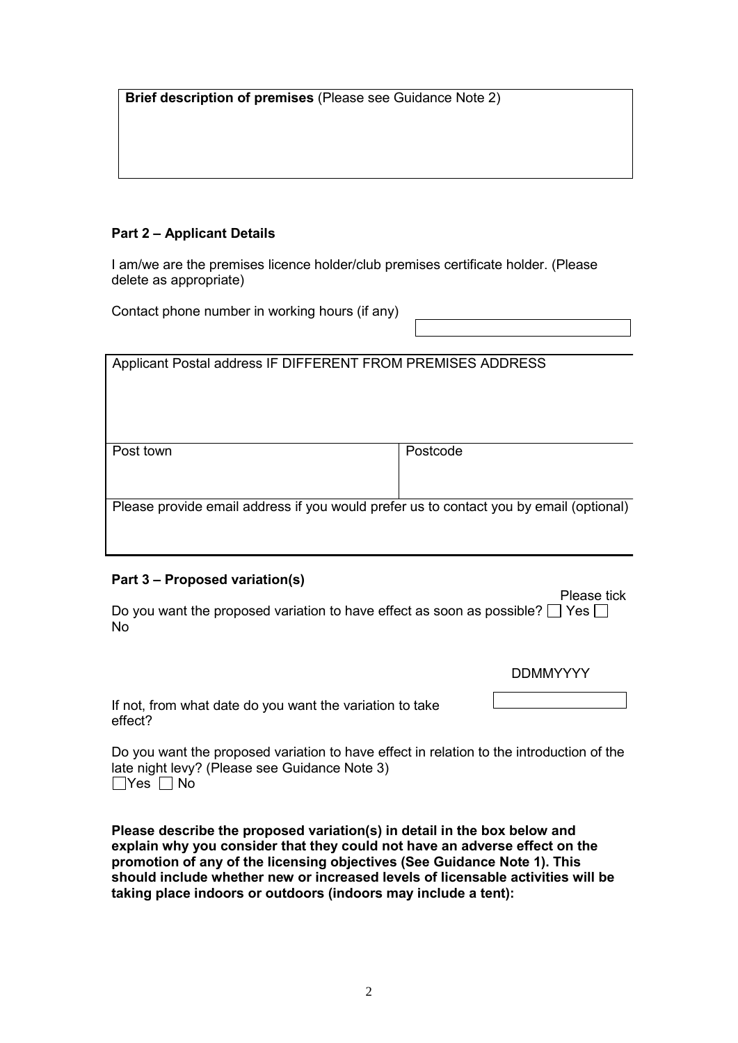| **Brief description of premises** (Please see Guidance Note 2) |
| --- |
| |

## Part 2 – Applicant Details

I am/we are the premises licence holder/club premises certificate holder. (Please delete as appropriate)

Contact phone number in working hours (if any)

| Applicant Postal address IF DIFFERENT FROM PREMISES ADDRESS | |
| --- | --- |
| | |
| Post town | Postcode |
| Please provide email address if you would prefer us to contact you by email (optional) | |

## Part 3 – Proposed variation(s)

Please tick

Do you want the proposed variation to have effect as soon as possible? ☐ Yes ☐ No

DDMMYYYY

If not, from what date do you want the variation to take effect?

Do you want the proposed variation to have effect in relation to the introduction of the late night levy? (Please see Guidance Note 3)

☐Yes ☐ No

**Please describe the proposed variation(s) in detail in the box below and explain why you consider that they could not have an adverse effect on the promotion of any of the licensing objectives (See Guidance Note 1). This should include whether new or increased levels of licensable activities will be taking place indoors or outdoors (indoors may include a tent):**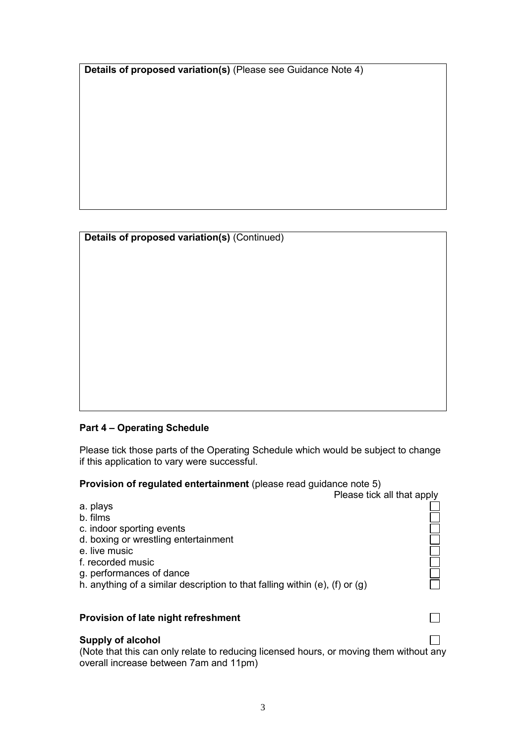**Details of proposed variation(s)** (Please see Guidance Note 4)

**Details of proposed variation(s)** (Continued)

**Part 4 – Operating Schedule**

Please tick those parts of the Operating Schedule which would be subject to change if this application to vary were successful.

**Provision of regulated entertainment** (please read guidance note 5)

Please tick all that apply

- a. plays ☐
- b. films ☐
- c. indoor sporting events ☐
- d. boxing or wrestling entertainment ☐
- e. live music ☐
- f. recorded music ☐
- g. performances of dance ☐
- h. anything of a similar description to that falling within (e), (f) or (g) ☐

**Provision of late night refreshment** ☐

**Supply of alcohol** ☐

(Note that this can only relate to reducing licensed hours, or moving them without any overall increase between 7am and 11pm)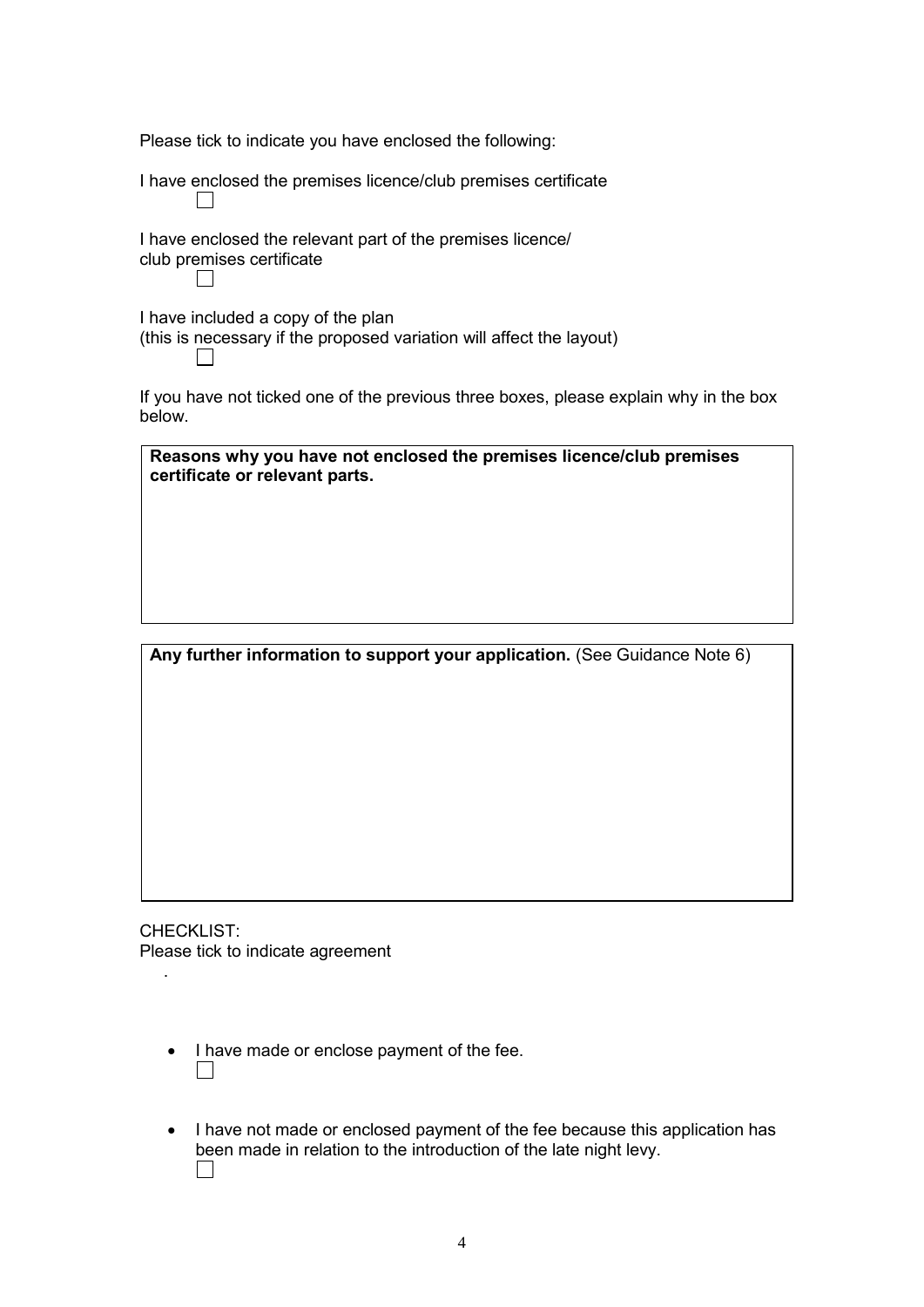Please tick to indicate you have enclosed the following:

I have enclosed the premises licence/club premises certificate

☐

I have enclosed the relevant part of the premises licence/ club premises certificate

☐

I have included a copy of the plan (this is necessary if the proposed variation will affect the layout)

☐

If you have not ticked one of the previous three boxes, please explain why in the box below.

| **Reasons why you have not enclosed the premises licence/club premises certificate or relevant parts.** |
| --- |
| |

| **Any further information to support your application.** (See Guidance Note 6) |
| --- |
| |

CHECKLIST:
Please tick to indicate agreement

- I have made or enclose payment of the fee.
  ☐
- I have not made or enclosed payment of the fee because this application has been made in relation to the introduction of the late night levy.
  ☐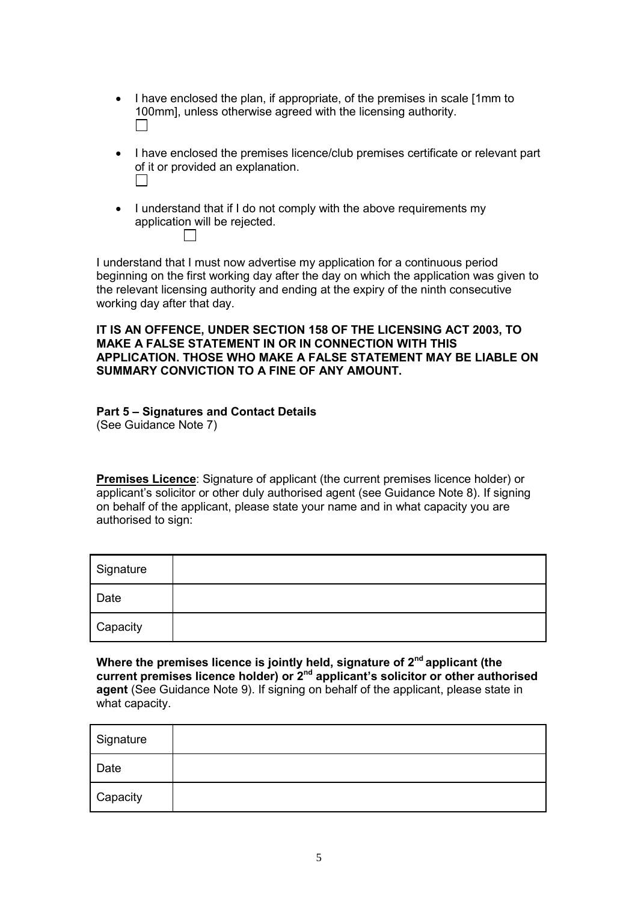- I have enclosed the plan, if appropriate, of the premises in scale [1mm to 100mm], unless otherwise agreed with the licensing authority. ☐

- I have enclosed the premises licence/club premises certificate or relevant part of it or provided an explanation. ☐

- I understand that if I do not comply with the above requirements my application will be rejected. ☐

I understand that I must now advertise my application for a continuous period beginning on the first working day after the day on which the application was given to the relevant licensing authority and ending at the expiry of the ninth consecutive working day after that day.

**IT IS AN OFFENCE, UNDER SECTION 158 OF THE LICENSING ACT 2003, TO MAKE A FALSE STATEMENT IN OR IN CONNECTION WITH THIS APPLICATION. THOSE WHO MAKE A FALSE STATEMENT MAY BE LIABLE ON SUMMARY CONVICTION TO A FINE OF ANY AMOUNT.**

**Part 5 – Signatures and Contact Details**
(See Guidance Note 7)

**Premises Licence**: Signature of applicant (the current premises licence holder) or applicant's solicitor or other duly authorised agent (see Guidance Note 8). If signing on behalf of the applicant, please state your name and in what capacity you are authorised to sign:

| Signature | |
|---|---|
| Date | |
| Capacity | |

**Where the premises licence is jointly held, signature of 2nd applicant (the current premises licence holder) or 2nd applicant's solicitor or other authorised agent** (See Guidance Note 9). If signing on behalf of the applicant, please state in what capacity.

| Signature | |
|---|---|
| Date | |
| Capacity | |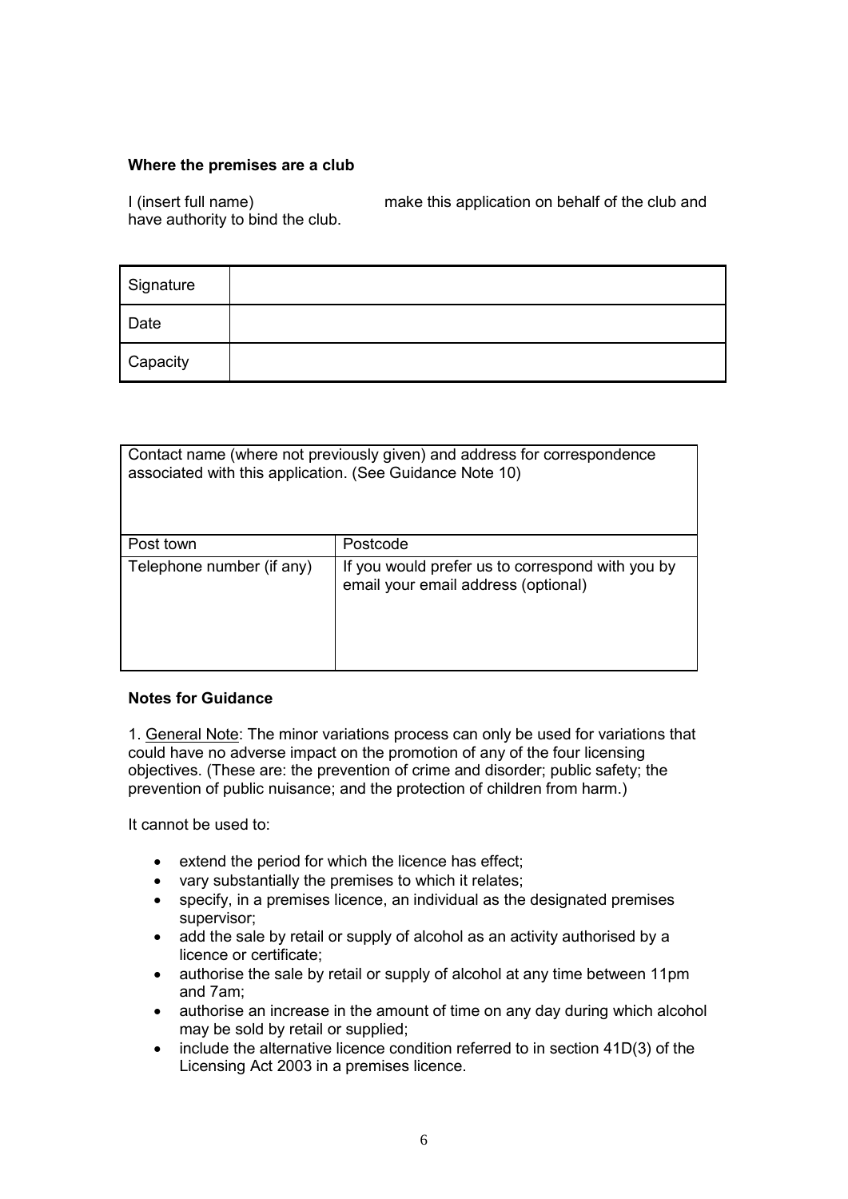**Where the premises are a club**

I (insert full name) make this application on behalf of the club and have authority to bind the club.

| Signature | |
|---|---|
| Date | |
| Capacity | |

| Contact name (where not previously given) and address for correspondence associated with this application. (See Guidance Note 10) | |
|---|---|
| Post town | Postcode |
| Telephone number (if any) | If you would prefer us to correspond with you by email your email address (optional) |

**Notes for Guidance**

1. General Note: The minor variations process can only be used for variations that could have no adverse impact on the promotion of any of the four licensing objectives. (These are: the prevention of crime and disorder; public safety; the prevention of public nuisance; and the protection of children from harm.)

It cannot be used to:

- extend the period for which the licence has effect;
- vary substantially the premises to which it relates;
- specify, in a premises licence, an individual as the designated premises supervisor;
- add the sale by retail or supply of alcohol as an activity authorised by a licence or certificate;
- authorise the sale by retail or supply of alcohol at any time between 11pm and 7am;
- authorise an increase in the amount of time on any day during which alcohol may be sold by retail or supplied;
- include the alternative licence condition referred to in section 41D(3) of the Licensing Act 2003 in a premises licence.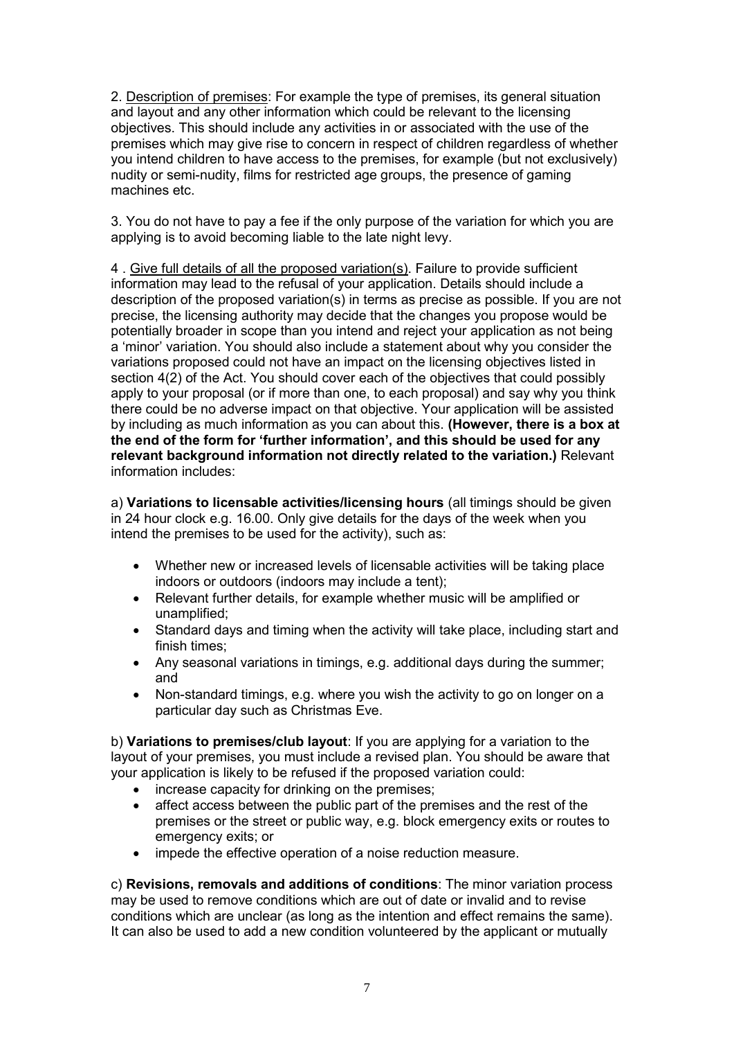2. <u>Description of premises</u>: For example the type of premises, its general situation and layout and any other information which could be relevant to the licensing objectives. This should include any activities in or associated with the use of the premises which may give rise to concern in respect of children regardless of whether you intend children to have access to the premises, for example (but not exclusively) nudity or semi-nudity, films for restricted age groups, the presence of gaming machines etc.

3. You do not have to pay a fee if the only purpose of the variation for which you are applying is to avoid becoming liable to the late night levy.

4 . <u>Give full details of all the proposed variation(s)</u>. Failure to provide sufficient information may lead to the refusal of your application. Details should include a description of the proposed variation(s) in terms as precise as possible. If you are not precise, the licensing authority may decide that the changes you propose would be potentially broader in scope than you intend and reject your application as not being a 'minor' variation. You should also include a statement about why you consider the variations proposed could not have an impact on the licensing objectives listed in section 4(2) of the Act. You should cover each of the objectives that could possibly apply to your proposal (or if more than one, to each proposal) and say why you think there could be no adverse impact on that objective. Your application will be assisted by including as much information as you can about this. **(However, there is a box at the end of the form for 'further information', and this should be used for any relevant background information not directly related to the variation.)** Relevant information includes:

a) **Variations to licensable activities/licensing hours** (all timings should be given in 24 hour clock e.g. 16.00. Only give details for the days of the week when you intend the premises to be used for the activity), such as:

- Whether new or increased levels of licensable activities will be taking place indoors or outdoors (indoors may include a tent);
- Relevant further details, for example whether music will be amplified or unamplified;
- Standard days and timing when the activity will take place, including start and finish times;
- Any seasonal variations in timings, e.g. additional days during the summer; and
- Non-standard timings, e.g. where you wish the activity to go on longer on a particular day such as Christmas Eve.

b) **Variations to premises/club layout**: If you are applying for a variation to the layout of your premises, you must include a revised plan. You should be aware that your application is likely to be refused if the proposed variation could:

- increase capacity for drinking on the premises;
- affect access between the public part of the premises and the rest of the premises or the street or public way, e.g. block emergency exits or routes to emergency exits; or
- impede the effective operation of a noise reduction measure.

c) **Revisions, removals and additions of conditions**: The minor variation process may be used to remove conditions which are out of date or invalid and to revise conditions which are unclear (as long as the intention and effect remains the same). It can also be used to add a new condition volunteered by the applicant or mutually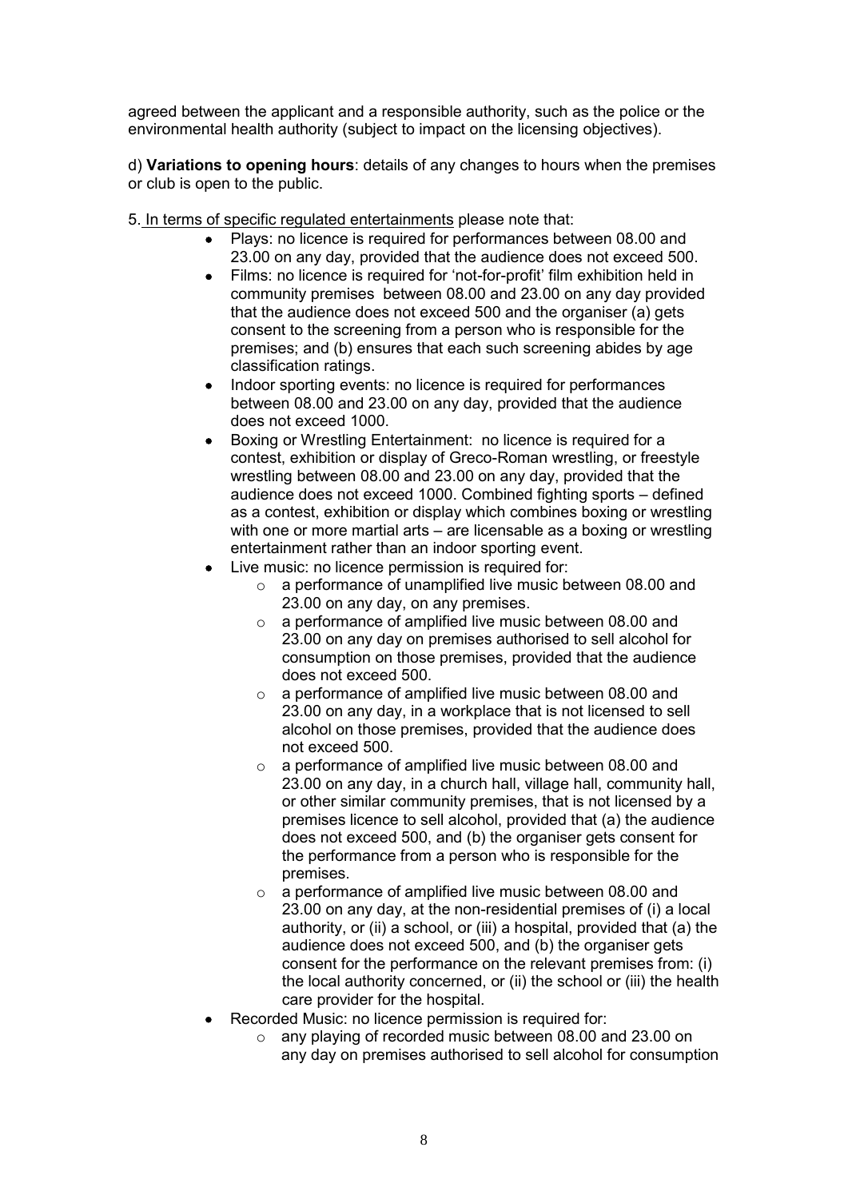agreed between the applicant and a responsible authority, such as the police or the environmental health authority (subject to impact on the licensing objectives).

d) **Variations to opening hours**: details of any changes to hours when the premises or club is open to the public.

5. In terms of specific regulated entertainments please note that:

- Plays: no licence is required for performances between 08.00 and 23.00 on any day, provided that the audience does not exceed 500.
- Films: no licence is required for 'not-for-profit' film exhibition held in community premises between 08.00 and 23.00 on any day provided that the audience does not exceed 500 and the organiser (a) gets consent to the screening from a person who is responsible for the premises; and (b) ensures that each such screening abides by age classification ratings.
- Indoor sporting events: no licence is required for performances between 08.00 and 23.00 on any day, provided that the audience does not exceed 1000.
- Boxing or Wrestling Entertainment: no licence is required for a contest, exhibition or display of Greco-Roman wrestling, or freestyle wrestling between 08.00 and 23.00 on any day, provided that the audience does not exceed 1000. Combined fighting sports – defined as a contest, exhibition or display which combines boxing or wrestling with one or more martial arts – are licensable as a boxing or wrestling entertainment rather than an indoor sporting event.
- Live music: no licence permission is required for:
    - a performance of unamplified live music between 08.00 and 23.00 on any day, on any premises.
    - a performance of amplified live music between 08.00 and 23.00 on any day on premises authorised to sell alcohol for consumption on those premises, provided that the audience does not exceed 500.
    - a performance of amplified live music between 08.00 and 23.00 on any day, in a workplace that is not licensed to sell alcohol on those premises, provided that the audience does not exceed 500.
    - a performance of amplified live music between 08.00 and 23.00 on any day, in a church hall, village hall, community hall, or other similar community premises, that is not licensed by a premises licence to sell alcohol, provided that (a) the audience does not exceed 500, and (b) the organiser gets consent for the performance from a person who is responsible for the premises.
    - a performance of amplified live music between 08.00 and 23.00 on any day, at the non-residential premises of (i) a local authority, or (ii) a school, or (iii) a hospital, provided that (a) the audience does not exceed 500, and (b) the organiser gets consent for the performance on the relevant premises from: (i) the local authority concerned, or (ii) the school or (iii) the health care provider for the hospital.
- Recorded Music: no licence permission is required for:
    - any playing of recorded music between 08.00 and 23.00 on any day on premises authorised to sell alcohol for consumption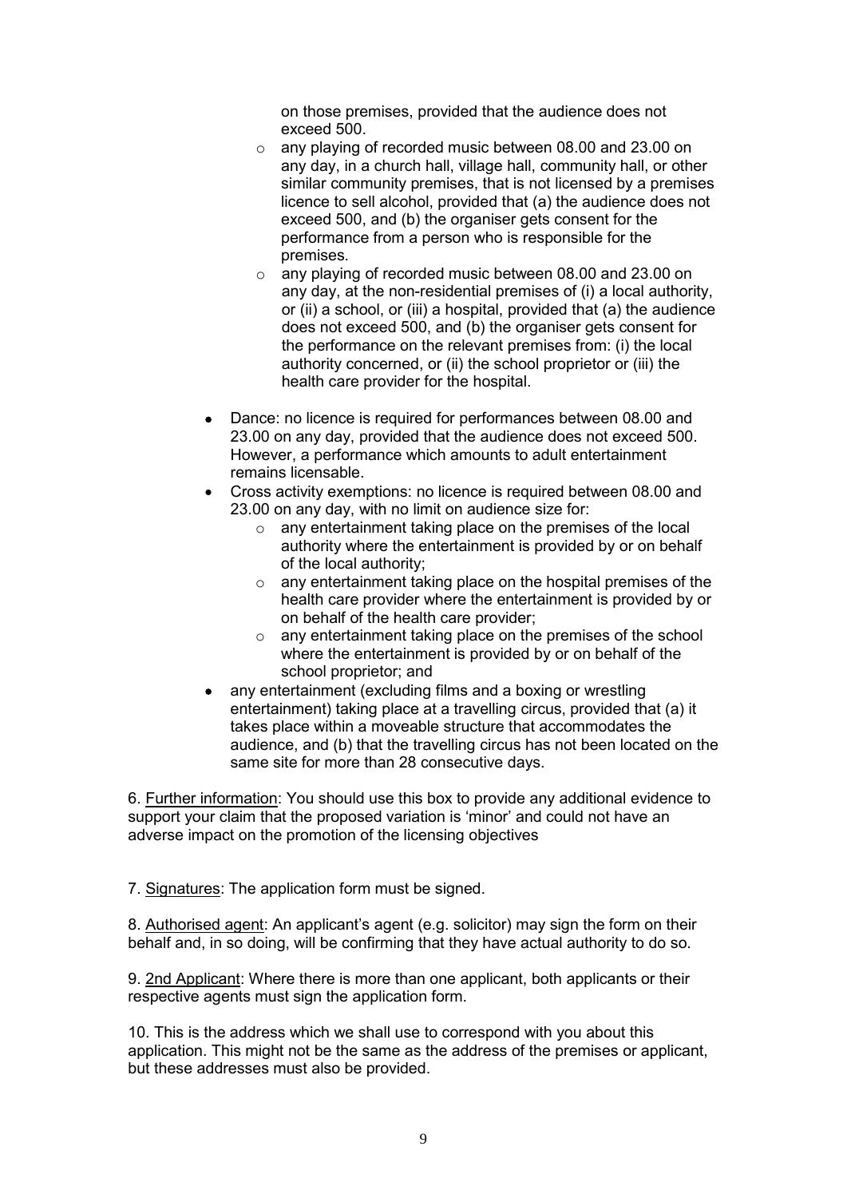on those premises, provided that the audience does not exceed 500.

  - any playing of recorded music between 08.00 and 23.00 on any day, in a church hall, village hall, community hall, or other similar community premises, that is not licensed by a premises licence to sell alcohol, provided that (a) the audience does not exceed 500, and (b) the organiser gets consent for the performance from a person who is responsible for the premises.
  - any playing of recorded music between 08.00 and 23.00 on any day, at the non-residential premises of (i) a local authority, or (ii) a school, or (iii) a hospital, provided that (a) the audience does not exceed 500, and (b) the organiser gets consent for the performance on the relevant premises from: (i) the local authority concerned, or (ii) the school proprietor or (iii) the health care provider for the hospital.

- Dance: no licence is required for performances between 08.00 and 23.00 on any day, provided that the audience does not exceed 500. However, a performance which amounts to adult entertainment remains licensable.
- Cross activity exemptions: no licence is required between 08.00 and 23.00 on any day, with no limit on audience size for:
  - any entertainment taking place on the premises of the local authority where the entertainment is provided by or on behalf of the local authority;
  - any entertainment taking place on the hospital premises of the health care provider where the entertainment is provided by or on behalf of the health care provider;
  - any entertainment taking place on the premises of the school where the entertainment is provided by or on behalf of the school proprietor; and
- any entertainment (excluding films and a boxing or wrestling entertainment) taking place at a travelling circus, provided that (a) it takes place within a moveable structure that accommodates the audience, and (b) that the travelling circus has not been located on the same site for more than 28 consecutive days.

6. Further information: You should use this box to provide any additional evidence to support your claim that the proposed variation is 'minor' and could not have an adverse impact on the promotion of the licensing objectives

7. Signatures: The application form must be signed.

8. Authorised agent: An applicant's agent (e.g. solicitor) may sign the form on their behalf and, in so doing, will be confirming that they have actual authority to do so.

9. 2nd Applicant: Where there is more than one applicant, both applicants or their respective agents must sign the application form.

10. This is the address which we shall use to correspond with you about this application. This might not be the same as the address of the premises or applicant, but these addresses must also be provided.